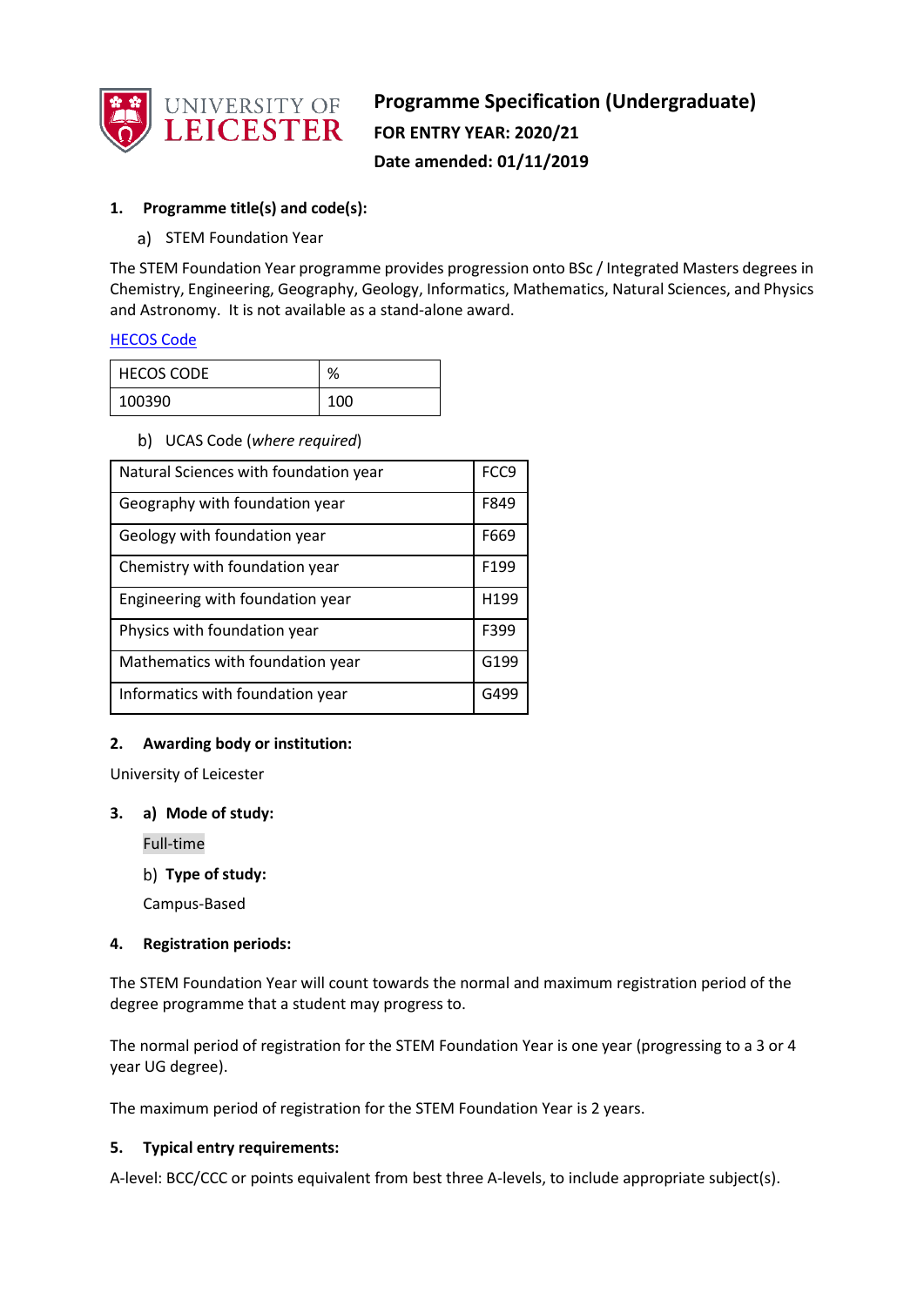UNIVERSITY OF LEICESTER

# Programme Specification (Undergraduate)

**FOR ENTRY YEAR: 2020/21**

**Date amended: 01/11/2019**

## 1. Programme title(s) and code(s):

a) STEM Foundation Year

The STEM Foundation Year programme provides progression onto BSc / Integrated Masters degrees in Chemistry, Engineering, Geography, Geology, Informatics, Mathematics, Natural Sciences, and Physics and Astronomy. It is not available as a stand-alone award.

HECOS Code

| HECOS CODE | % |
|---|---|
| 100390 | 100 |

b) UCAS Code (*where required*)

| Programme | Code |
|---|---|
| Natural Sciences with foundation year | FCC9 |
| Geography with foundation year | F849 |
| Geology with foundation year | F669 |
| Chemistry with foundation year | F199 |
| Engineering with foundation year | H199 |
| Physics with foundation year | F399 |
| Mathematics with foundation year | G199 |
| Informatics with foundation year | G499 |

## 2. Awarding body or institution:

University of Leicester

## 3. a) Mode of study:

Full-time

b) **Type of study:**

Campus-Based

## 4. Registration periods:

The STEM Foundation Year will count towards the normal and maximum registration period of the degree programme that a student may progress to.

The normal period of registration for the STEM Foundation Year is one year (progressing to a 3 or 4 year UG degree).

The maximum period of registration for the STEM Foundation Year is 2 years.

## 5. Typical entry requirements:

A-level: BCC/CCC or points equivalent from best three A-levels, to include appropriate subject(s).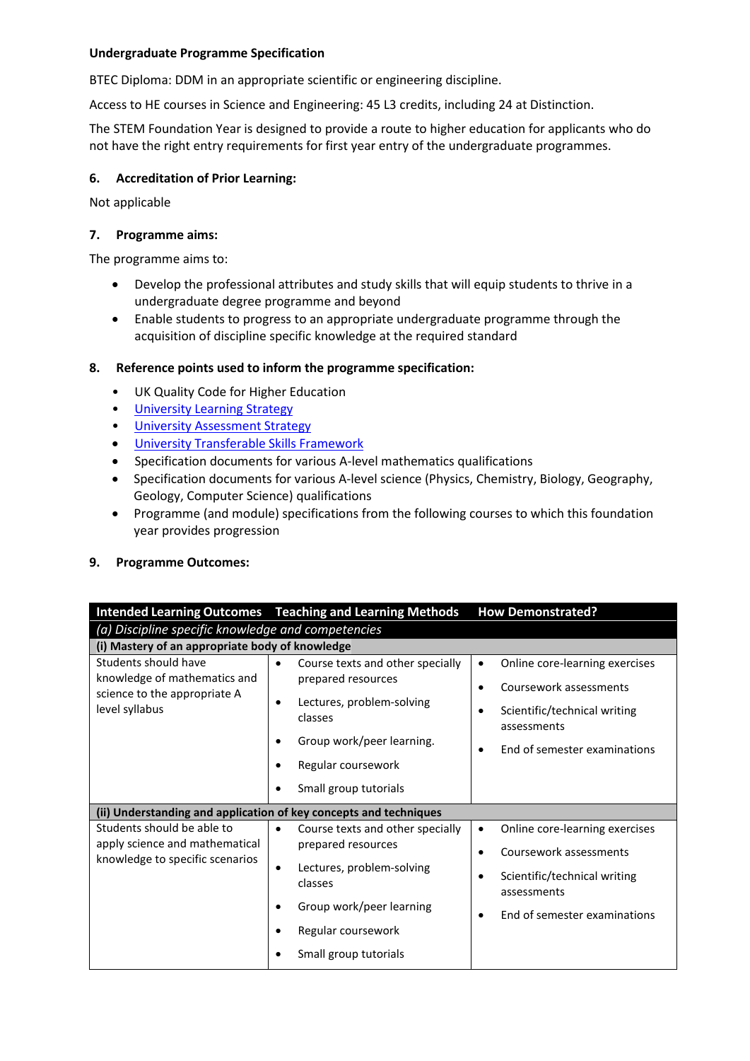**Undergraduate Programme Specification**

BTEC Diploma: DDM in an appropriate scientific or engineering discipline.

Access to HE courses in Science and Engineering: 45 L3 credits, including 24 at Distinction.

The STEM Foundation Year is designed to provide a route to higher education for applicants who do not have the right entry requirements for first year entry of the undergraduate programmes.

## 6. Accreditation of Prior Learning:

Not applicable

## 7. Programme aims:

The programme aims to:

- Develop the professional attributes and study skills that will equip students to thrive in a undergraduate degree programme and beyond
- Enable students to progress to an appropriate undergraduate programme through the acquisition of discipline specific knowledge at the required standard

## 8. Reference points used to inform the programme specification:

- UK Quality Code for Higher Education
- University Learning Strategy
- University Assessment Strategy
- University Transferable Skills Framework
- Specification documents for various A-level mathematics qualifications
- Specification documents for various A-level science (Physics, Chemistry, Biology, Geography, Geology, Computer Science) qualifications
- Programme (and module) specifications from the following courses to which this foundation year provides progression

## 9. Programme Outcomes:

| Intended Learning Outcomes | Teaching and Learning Methods | How Demonstrated? |
|---|---|---|
| *(a) Discipline specific knowledge and competencies* | | |
| **(i) Mastery of an appropriate body of knowledge** | | |
| Students should have knowledge of mathematics and science to the appropriate A level syllabus | • Course texts and other specially prepared resources<br>• Lectures, problem-solving classes<br>• Group work/peer learning.<br>• Regular coursework<br>• Small group tutorials | • Online core-learning exercises<br>• Coursework assessments<br>• Scientific/technical writing assessments<br>• End of semester examinations |
| **(ii) Understanding and application of key concepts and techniques** | | |
| Students should be able to apply science and mathematical knowledge to specific scenarios | • Course texts and other specially prepared resources<br>• Lectures, problem-solving classes<br>• Group work/peer learning<br>• Regular coursework<br>• Small group tutorials | • Online core-learning exercises<br>• Coursework assessments<br>• Scientific/technical writing assessments<br>• End of semester examinations |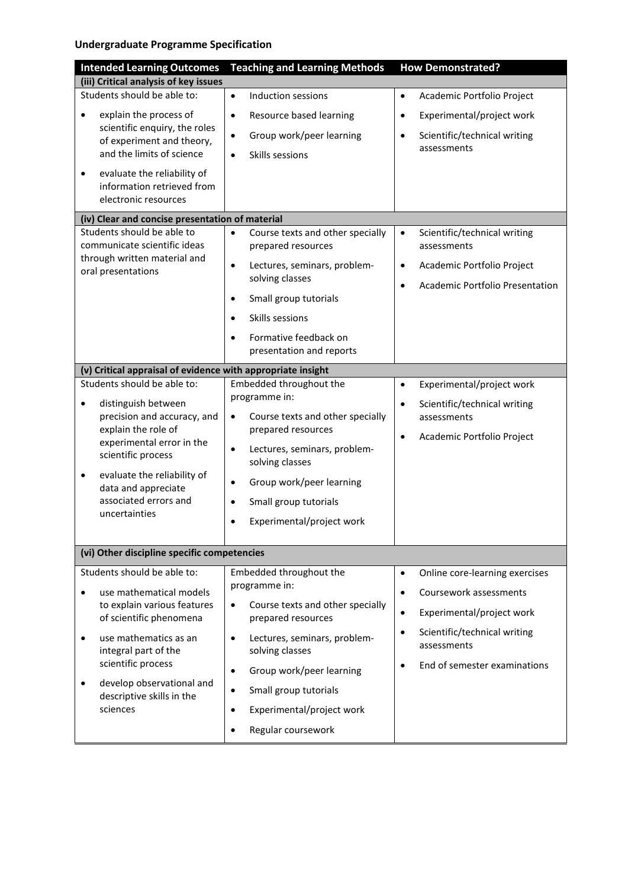**Undergraduate Programme Specification**

| Intended Learning Outcomes | Teaching and Learning Methods | How Demonstrated? |
|---|---|---|
| **(iii) Critical analysis of key issues** | | |
| Students should be able to:<br>• explain the process of scientific enquiry, the roles of experiment and theory, and the limits of science<br>• evaluate the reliability of information retrieved from electronic resources | • Induction sessions<br>• Resource based learning<br>• Group work/peer learning<br>• Skills sessions | • Academic Portfolio Project<br>• Experimental/project work<br>• Scientific/technical writing assessments |
| **(iv) Clear and concise presentation of material** | | |
| Students should be able to communicate scientific ideas through written material and oral presentations | • Course texts and other specially prepared resources<br>• Lectures, seminars, problem-solving classes<br>• Small group tutorials<br>• Skills sessions<br>• Formative feedback on presentation and reports | • Scientific/technical writing assessments<br>• Academic Portfolio Project<br>• Academic Portfolio Presentation |
| **(v) Critical appraisal of evidence with appropriate insight** | | |
| Students should be able to:<br>• distinguish between precision and accuracy, and explain the role of experimental error in the scientific process<br>• evaluate the reliability of data and appreciate associated errors and uncertainties | Embedded throughout the programme in:<br>• Course texts and other specially prepared resources<br>• Lectures, seminars, problem-solving classes<br>• Group work/peer learning<br>• Small group tutorials<br>• Experimental/project work | • Experimental/project work<br>• Scientific/technical writing assessments<br>• Academic Portfolio Project |
| **(vi) Other discipline specific competencies** | | |
| Students should be able to:<br>• use mathematical models to explain various features of scientific phenomena<br>• use mathematics as an integral part of the scientific process<br>• develop observational and descriptive skills in the sciences | Embedded throughout the programme in:<br>• Course texts and other specially prepared resources<br>• Lectures, seminars, problem-solving classes<br>• Group work/peer learning<br>• Small group tutorials<br>• Experimental/project work<br>• Regular coursework | • Online core-learning exercises<br>• Coursework assessments<br>• Experimental/project work<br>• Scientific/technical writing assessments<br>• End of semester examinations |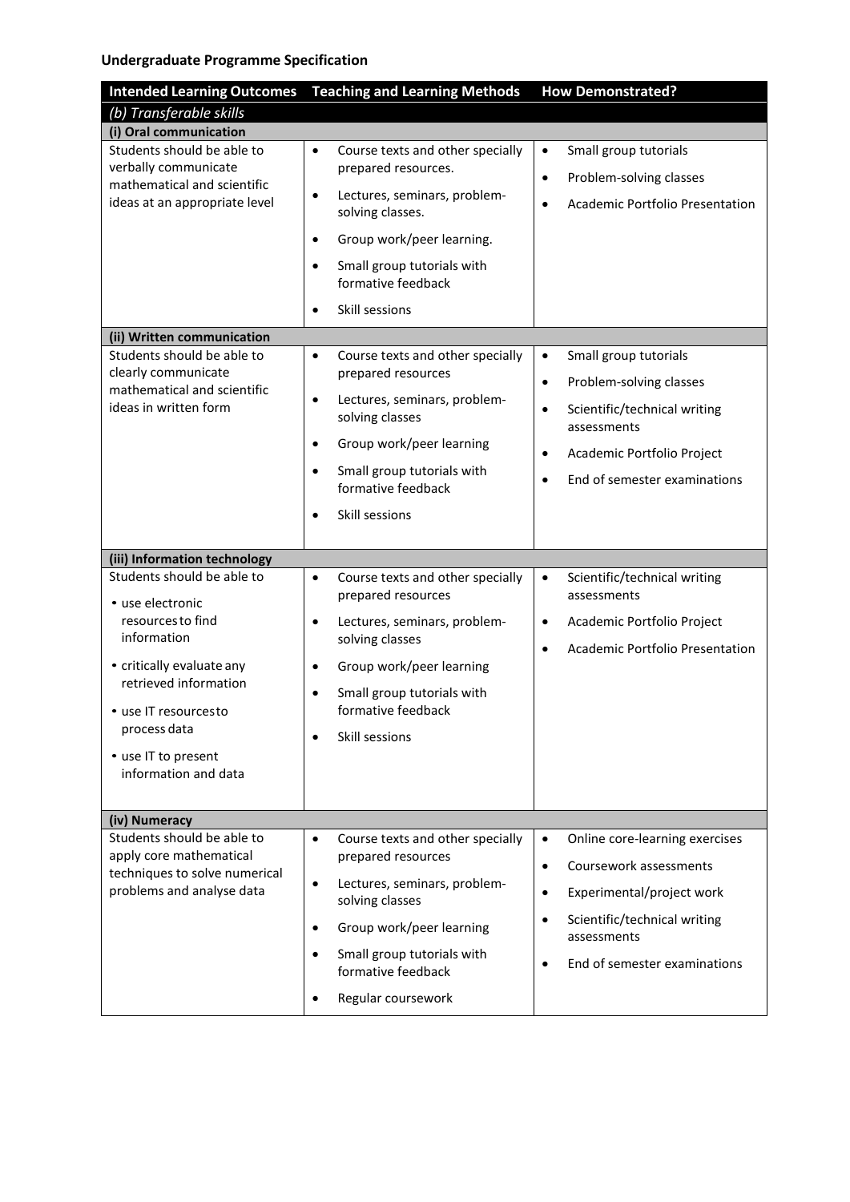**Undergraduate Programme Specification**

| Intended Learning Outcomes | Teaching and Learning Methods | How Demonstrated? |
|---|---|---|
| *(b) Transferable skills* | | |
| **(i) Oral communication** | | |
| Students should be able to verbally communicate mathematical and scientific ideas at an appropriate level | • Course texts and other specially prepared resources.<br>• Lectures, seminars, problem-solving classes.<br>• Group work/peer learning.<br>• Small group tutorials with formative feedback<br>• Skill sessions | • Small group tutorials<br>• Problem-solving classes<br>• Academic Portfolio Presentation |
| **(ii) Written communication** | | |
| Students should be able to clearly communicate mathematical and scientific ideas in written form | • Course texts and other specially prepared resources<br>• Lectures, seminars, problem-solving classes<br>• Group work/peer learning<br>• Small group tutorials with formative feedback<br>• Skill sessions | • Small group tutorials<br>• Problem-solving classes<br>• Scientific/technical writing assessments<br>• Academic Portfolio Project<br>• End of semester examinations |
| **(iii) Information technology** | | |
| Students should be able to<br>• use electronic resources to find information<br>• critically evaluate any retrieved information<br>• use IT resources to process data<br>• use IT to present information and data | • Course texts and other specially prepared resources<br>• Lectures, seminars, problem-solving classes<br>• Group work/peer learning<br>• Small group tutorials with formative feedback<br>• Skill sessions | • Scientific/technical writing assessments<br>• Academic Portfolio Project<br>• Academic Portfolio Presentation |
| **(iv) Numeracy** | | |
| Students should be able to apply core mathematical techniques to solve numerical problems and analyse data | • Course texts and other specially prepared resources<br>• Lectures, seminars, problem-solving classes<br>• Group work/peer learning<br>• Small group tutorials with formative feedback<br>• Regular coursework | • Online core-learning exercises<br>• Coursework assessments<br>• Experimental/project work<br>• Scientific/technical writing assessments<br>• End of semester examinations |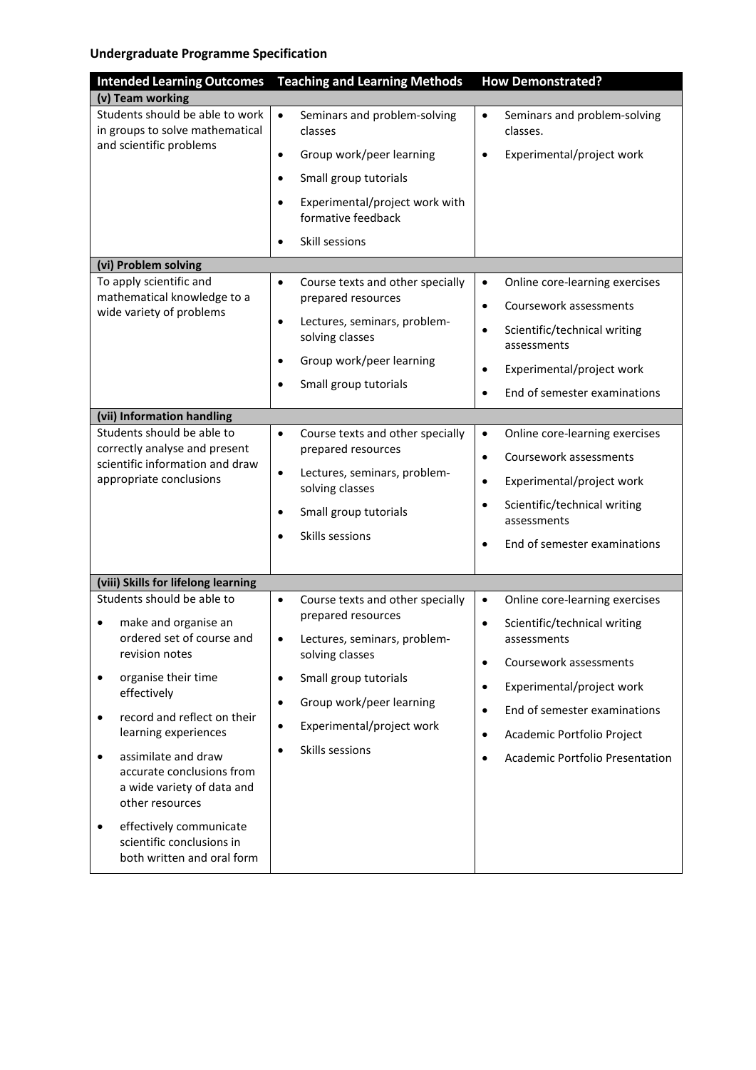**Undergraduate Programme Specification**

| Intended Learning Outcomes | Teaching and Learning Methods | How Demonstrated? |
|---|---|---|
| **(v) Team working** | | |
| Students should be able to work in groups to solve mathematical and scientific problems | • Seminars and problem-solving classes<br>• Group work/peer learning<br>• Small group tutorials<br>• Experimental/project work with formative feedback<br>• Skill sessions | • Seminars and problem-solving classes.<br>• Experimental/project work |
| **(vi) Problem solving** | | |
| To apply scientific and mathematical knowledge to a wide variety of problems | • Course texts and other specially prepared resources<br>• Lectures, seminars, problem-solving classes<br>• Group work/peer learning<br>• Small group tutorials | • Online core-learning exercises<br>• Coursework assessments<br>• Scientific/technical writing assessments<br>• Experimental/project work<br>• End of semester examinations |
| **(vii) Information handling** | | |
| Students should be able to correctly analyse and present scientific information and draw appropriate conclusions | • Course texts and other specially prepared resources<br>• Lectures, seminars, problem-solving classes<br>• Small group tutorials<br>• Skills sessions | • Online core-learning exercises<br>• Coursework assessments<br>• Experimental/project work<br>• Scientific/technical writing assessments<br>• End of semester examinations |
| **(viii) Skills for lifelong learning** | | |
| Students should be able to<br>• make and organise an ordered set of course and revision notes<br>• organise their time effectively<br>• record and reflect on their learning experiences<br>• assimilate and draw accurate conclusions from a wide variety of data and other resources<br>• effectively communicate scientific conclusions in both written and oral form | • Course texts and other specially prepared resources<br>• Lectures, seminars, problem-solving classes<br>• Small group tutorials<br>• Group work/peer learning<br>• Experimental/project work<br>• Skills sessions | • Online core-learning exercises<br>• Scientific/technical writing assessments<br>• Coursework assessments<br>• Experimental/project work<br>• End of semester examinations<br>• Academic Portfolio Project<br>• Academic Portfolio Presentation |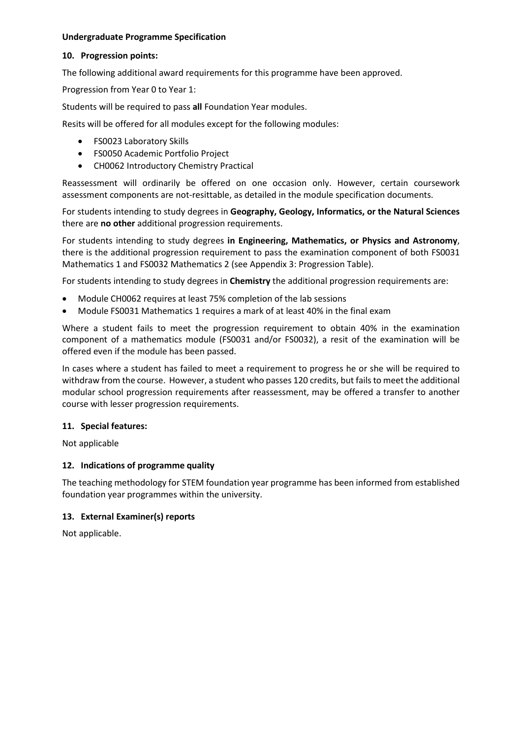**Undergraduate Programme Specification**

## 10. Progression points:

The following additional award requirements for this programme have been approved.

Progression from Year 0 to Year 1:

Students will be required to pass **all** Foundation Year modules.

Resits will be offered for all modules except for the following modules:

- FS0023 Laboratory Skills
- FS0050 Academic Portfolio Project
- CH0062 Introductory Chemistry Practical

Reassessment will ordinarily be offered on one occasion only. However, certain coursework assessment components are not-resittable, as detailed in the module specification documents.

For students intending to study degrees in **Geography, Geology, Informatics, or the Natural Sciences** there are **no other** additional progression requirements.

For students intending to study degrees **in Engineering, Mathematics, or Physics and Astronomy**, there is the additional progression requirement to pass the examination component of both FS0031 Mathematics 1 and FS0032 Mathematics 2 (see Appendix 3: Progression Table).

For students intending to study degrees in **Chemistry** the additional progression requirements are:

- Module CH0062 requires at least 75% completion of the lab sessions
- Module FS0031 Mathematics 1 requires a mark of at least 40% in the final exam

Where a student fails to meet the progression requirement to obtain 40% in the examination component of a mathematics module (FS0031 and/or FS0032), a resit of the examination will be offered even if the module has been passed.

In cases where a student has failed to meet a requirement to progress he or she will be required to withdraw from the course. However, a student who passes 120 credits, but fails to meet the additional modular school progression requirements after reassessment, may be offered a transfer to another course with lesser progression requirements.

## 11. Special features:

Not applicable

## 12. Indications of programme quality

The teaching methodology for STEM foundation year programme has been informed from established foundation year programmes within the university.

## 13. External Examiner(s) reports

Not applicable.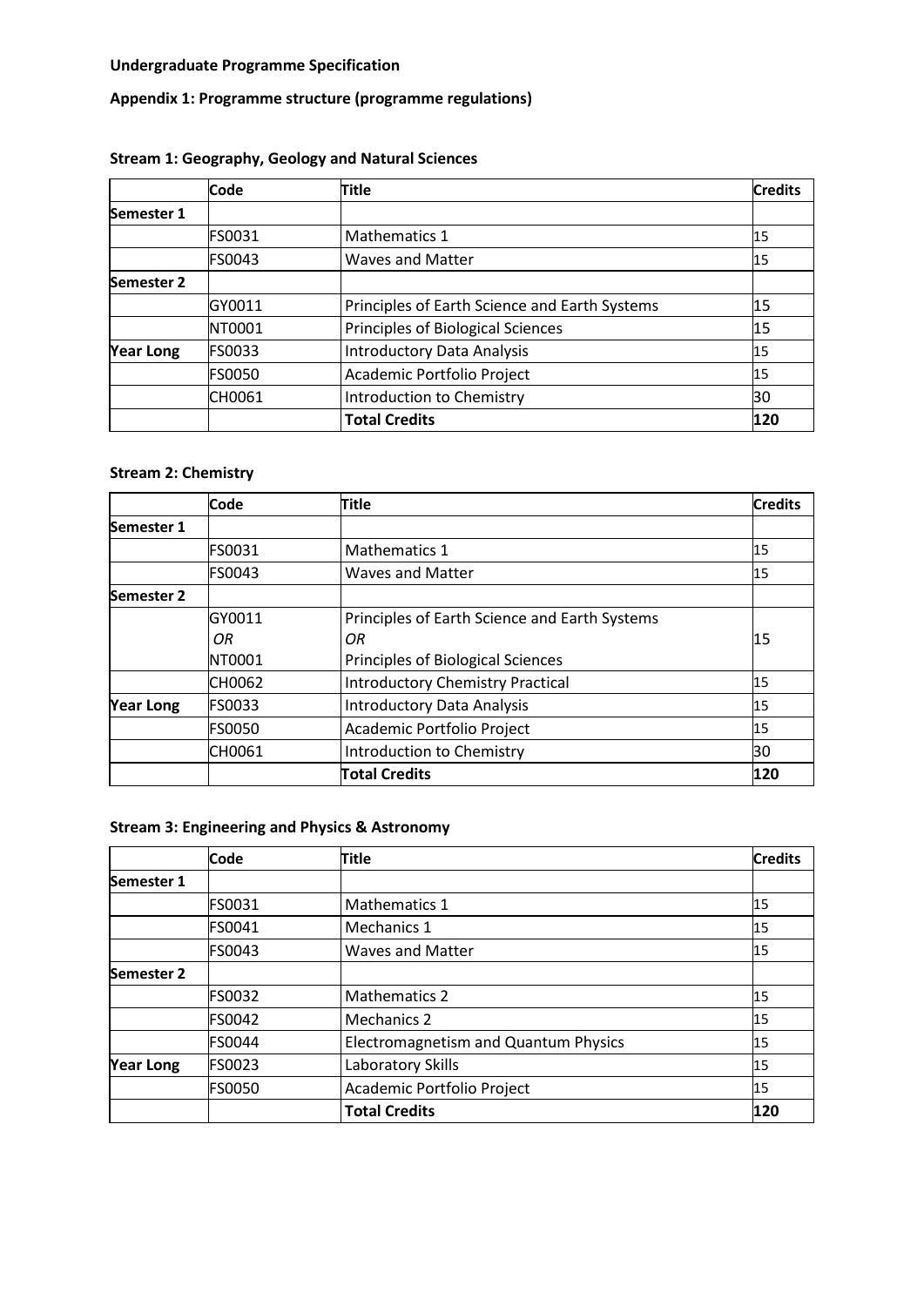**Undergraduate Programme Specification**

**Appendix 1: Programme structure (programme regulations)**

### Stream 1: Geography, Geology and Natural Sciences

| | Code | Title | Credits |
|---|---|---|---|
| **Semester 1** | | | |
| | FS0031 | Mathematics 1 | 15 |
| | FS0043 | Waves and Matter | 15 |
| **Semester 2** | | | |
| | GY0011 | Principles of Earth Science and Earth Systems | 15 |
| | NT0001 | Principles of Biological Sciences | 15 |
| **Year Long** | FS0033 | Introductory Data Analysis | 15 |
| | FS0050 | Academic Portfolio Project | 15 |
| | CH0061 | Introduction to Chemistry | 30 |
| | | **Total Credits** | **120** |

### Stream 2: Chemistry

| | Code | Title | Credits |
|---|---|---|---|
| **Semester 1** | | | |
| | FS0031 | Mathematics 1 | 15 |
| | FS0043 | Waves and Matter | 15 |
| **Semester 2** | | | |
| | GY0011 *OR* NT0001 | Principles of Earth Science and Earth Systems *OR* Principles of Biological Sciences | 15 |
| | CH0062 | Introductory Chemistry Practical | 15 |
| **Year Long** | FS0033 | Introductory Data Analysis | 15 |
| | FS0050 | Academic Portfolio Project | 15 |
| | CH0061 | Introduction to Chemistry | 30 |
| | | **Total Credits** | **120** |

### Stream 3: Engineering and Physics & Astronomy

| | Code | Title | Credits |
|---|---|---|---|
| **Semester 1** | | | |
| | FS0031 | Mathematics 1 | 15 |
| | FS0041 | Mechanics 1 | 15 |
| | FS0043 | Waves and Matter | 15 |
| **Semester 2** | | | |
| | FS0032 | Mathematics 2 | 15 |
| | FS0042 | Mechanics 2 | 15 |
| | FS0044 | Electromagnetism and Quantum Physics | 15 |
| **Year Long** | FS0023 | Laboratory Skills | 15 |
| | FS0050 | Academic Portfolio Project | 15 |
| | | **Total Credits** | **120** |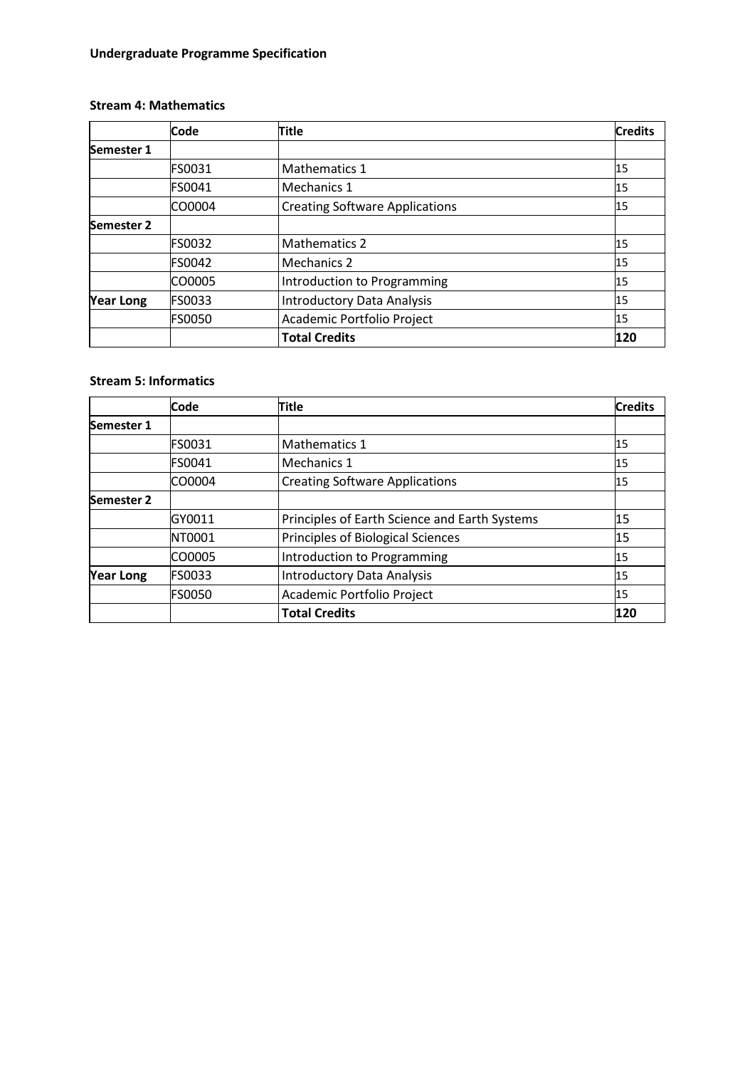**Undergraduate Programme Specification**

**Stream 4: Mathematics**

| | Code | Title | Credits |
|---|---|---|---|
| **Semester 1** | | | |
| | FS0031 | Mathematics 1 | 15 |
| | FS0041 | Mechanics 1 | 15 |
| | CO0004 | Creating Software Applications | 15 |
| **Semester 2** | | | |
| | FS0032 | Mathematics 2 | 15 |
| | FS0042 | Mechanics 2 | 15 |
| | CO0005 | Introduction to Programming | 15 |
| **Year Long** | FS0033 | Introductory Data Analysis | 15 |
| | FS0050 | Academic Portfolio Project | 15 |
| | | **Total Credits** | **120** |

**Stream 5: Informatics**

| | Code | Title | Credits |
|---|---|---|---|
| **Semester 1** | | | |
| | FS0031 | Mathematics 1 | 15 |
| | FS0041 | Mechanics 1 | 15 |
| | CO0004 | Creating Software Applications | 15 |
| **Semester 2** | | | |
| | GY0011 | Principles of Earth Science and Earth Systems | 15 |
| | NT0001 | Principles of Biological Sciences | 15 |
| | CO0005 | Introduction to Programming | 15 |
| **Year Long** | FS0033 | Introductory Data Analysis | 15 |
| | FS0050 | Academic Portfolio Project | 15 |
| | | **Total Credits** | **120** |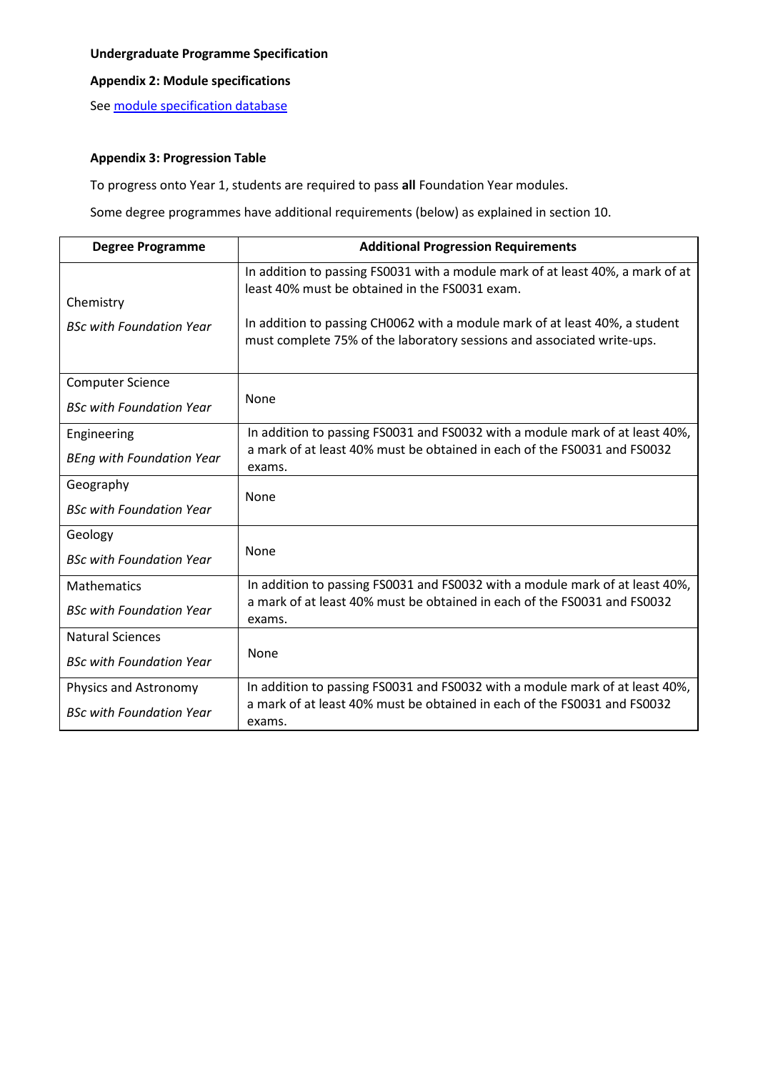**Undergraduate Programme Specification**

**Appendix 2: Module specifications**

See [module specification database]()

**Appendix 3: Progression Table**

To progress onto Year 1, students are required to pass **all** Foundation Year modules.

Some degree programmes have additional requirements (below) as explained in section 10.

| Degree Programme | Additional Progression Requirements |
|---|---|
| Chemistry<br>*BSc with Foundation Year* | In addition to passing FS0031 with a module mark of at least 40%, a mark of at least 40% must be obtained in the FS0031 exam.<br><br>In addition to passing CH0062 with a module mark of at least 40%, a student must complete 75% of the laboratory sessions and associated write-ups. |
| Computer Science<br>*BSc with Foundation Year* | None |
| Engineering<br>*BEng with Foundation Year* | In addition to passing FS0031 and FS0032 with a module mark of at least 40%, a mark of at least 40% must be obtained in each of the FS0031 and FS0032 exams. |
| Geography<br>*BSc with Foundation Year* | None |
| Geology<br>*BSc with Foundation Year* | None |
| Mathematics<br>*BSc with Foundation Year* | In addition to passing FS0031 and FS0032 with a module mark of at least 40%, a mark of at least 40% must be obtained in each of the FS0031 and FS0032 exams. |
| Natural Sciences<br>*BSc with Foundation Year* | None |
| Physics and Astronomy<br>*BSc with Foundation Year* | In addition to passing FS0031 and FS0032 with a module mark of at least 40%, a mark of at least 40% must be obtained in each of the FS0031 and FS0032 exams. |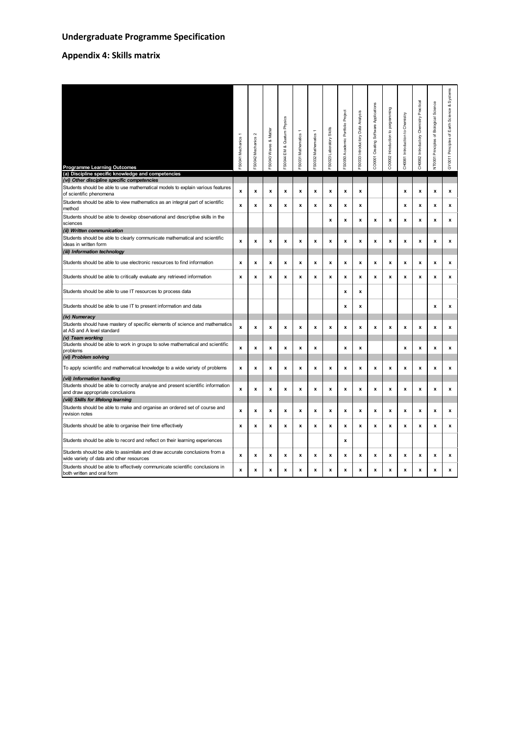# Undergraduate Programme Specification

## Appendix 4: Skills matrix

| Programme Learning Outcomes | FS0041 Mechanics 1 | FS0042 Mechanics 2 | FS0043 Waves & Matter | FS0044 EM & Quatum Physics | FS0031 Mathematics 1 | FS0032 Mathematics 1 | FS0023 Laboratory Skills | FS0050 Academic Portfolio Project | FS0033 Introductory Data Analysis | CO0001 Creating Software Applications | CO0002 Introduction to programming | CH0061 Introduction to Chemistry | CH0062 Introductory Chemistry Practical | NT0001 Principles of Biological Science | GY0011 Principles of Earth Science & Systems |
|---|---|---|---|---|---|---|---|---|---|---|---|---|---|---|---|
| **(a) Discipline specific knowledge and competencies** | | | | | | | | | | | | | | | |
| ***(vi) Other discipline specific competencies*** | | | | | | | | | | | | | | | |
| Students should be able to use mathematical models to explain various features of scientific phenomena | x | x | x | x | x | x | x | x | x | | | x | x | x | x |
| Students should be able to view mathematics as an integral part of scientific method | x | x | x | x | x | x | x | x | x | | | x | x | x | x |
| Students should be able to develop observational and descriptive skills in the sciences | | | | | | | x | x | x | x | x | x | x | x | x |
| ***(ii) Written communication*** | | | | | | | | | | | | | | | |
| Students should be able to clearly communicate mathematical and scientific ideas in written form | x | x | x | x | x | x | x | x | x | x | x | x | x | x | x |
| ***(iii) Information technology*** | | | | | | | | | | | | | | | |
| Students should be able to use electronic resources to find information | x | x | x | x | x | x | x | x | x | x | x | x | x | x | x |
| Students should be able to critically evaluate any retrieved information | x | x | x | x | x | x | x | x | x | x | x | x | x | x | x |
| Students should be able to use IT resources to process data | | | | | | | | x | x | | | | | | |
| Students should be able to use IT to present information and data | | | | | | | | x | x | | | | | x | x |
| ***(iv) Numeracy*** | | | | | | | | | | | | | | | |
| Students should have mastery of specific elements of science and mathematics at AS and A level standard | x | x | x | x | x | x | x | x | x | x | x | x | x | x | x |
| ***(v) Team working*** | | | | | | | | | | | | | | | |
| Students should be able to work in groups to solve mathematical and scientific problems | x | x | x | x | x | x | | x | x | | | x | x | x | x |
| ***(vi) Problem solving*** | | | | | | | | | | | | | | | |
| To apply scientific and mathematical knowledge to a wide variety of problems | x | x | x | x | x | x | x | x | x | x | x | x | x | x | x |
| ***(vii) Information handling*** | | | | | | | | | | | | | | | |
| Students should be able to correctly analyse and present scientific information and draw appropriate conclusions | x | x | x | x | x | x | x | x | x | x | x | x | x | x | x |
| ***(viii) Skills for lifelong learning*** | | | | | | | | | | | | | | | |
| Students should be able to make and organise an ordered set of course and revision notes | x | x | x | x | x | x | x | x | x | x | x | x | x | x | x |
| Students should be able to organise their time effectively | x | x | x | x | x | x | x | x | x | x | x | x | x | x | x |
| Students should be able to record and reflect on their learning experiences | | | | | | | | x | | | | | | | |
| Students should be able to assimilate and draw accurate conclusions from a wide variety of data and other resources | x | x | x | x | x | x | x | x | x | x | x | x | x | x | x |
| Students should be able to effectively communicate scientific conclusions in both written and oral form | x | x | x | x | x | x | x | x | x | x | x | x | x | x | x |